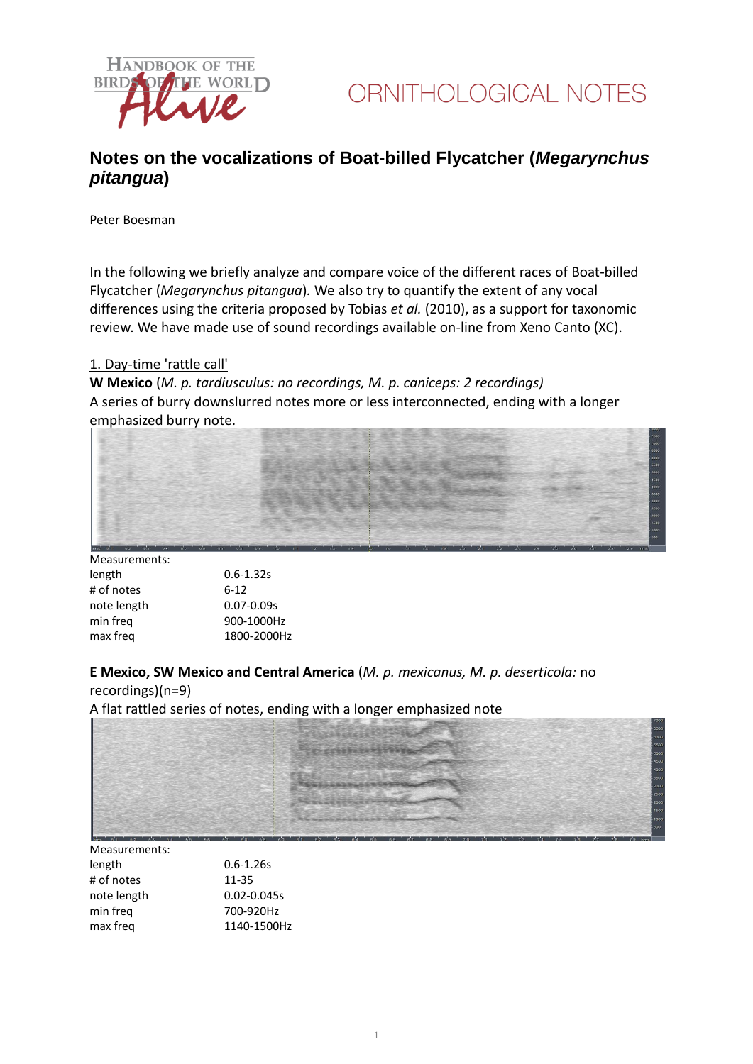# Notes on the vocalizations of Boat-billed Flycatcher (*Megarynchus pitangua*)

Peter Boesman

In the following we briefly analyze and compare voice of the different races of Boat-billed Flycatcher (*Megarynchus pitangua*). We also try to quantify the extent of any vocal differences using the criteria proposed by Tobias *et al.* (2010), as a support for taxonomic review. We have made use of sound recordings available on-line from Xeno Canto (XC).

## 1. Day-time 'rattle call'

**W Mexico** (*M. p. tardiusculus: no recordings, M. p. caniceps: 2 recordings)*
A series of burry downslurred notes more or less interconnected, ending with a longer emphasized burry note.

Measurements:

| | |
|---|---|
| length | 0.6-1.32s |
| # of notes | 6-12 |
| note length | 0.07-0.09s |
| min freq | 900-1000Hz |
| max freq | 1800-2000Hz |

**E Mexico, SW Mexico and Central America** (*M. p. mexicanus, M. p. deserticola:* no recordings)(n=9)
A flat rattled series of notes, ending with a longer emphasized note

Measurements:

| | |
|---|---|
| length | 0.6-1.26s |
| # of notes | 11-35 |
| note length | 0.02-0.045s |
| min freq | 700-920Hz |
| max freq | 1140-1500Hz |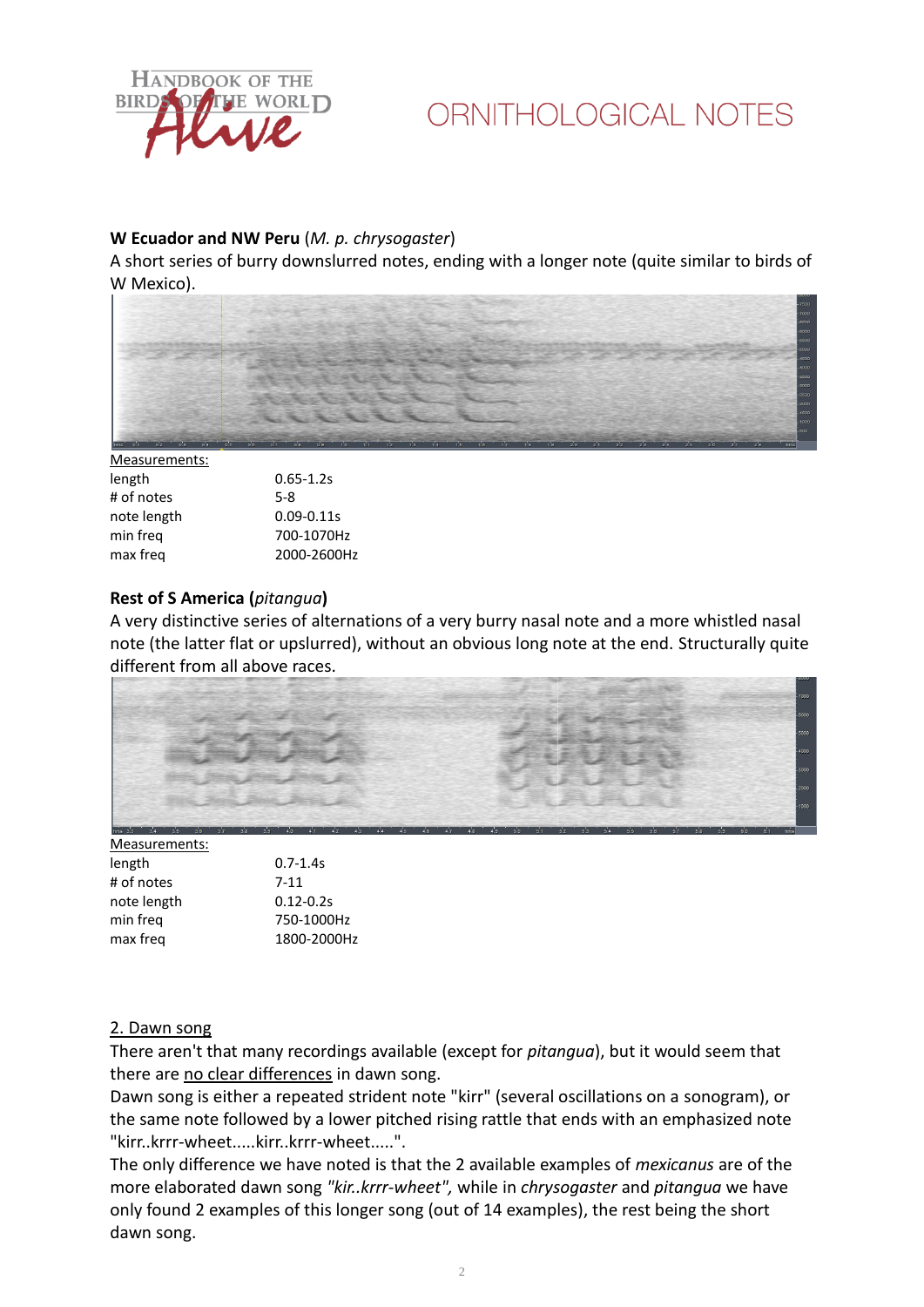**W Ecuador and NW Peru** (*M. p. chrysogaster*)

A short series of burry downslurred notes, ending with a longer note (quite similar to birds of W Mexico).

Measurements:

| | |
|---|---|
| length | 0.65-1.2s |
| # of notes | 5-8 |
| note length | 0.09-0.11s |
| min freq | 700-1070Hz |
| max freq | 2000-2600Hz |

**Rest of S America (*pitangua*)**

A very distinctive series of alternations of a very burry nasal note and a more whistled nasal note (the latter flat or upslurred), without an obvious long note at the end. Structurally quite different from all above races.

Measurements:

| | |
|---|---|
| length | 0.7-1.4s |
| # of notes | 7-11 |
| note length | 0.12-0.2s |
| min freq | 750-1000Hz |
| max freq | 1800-2000Hz |

2. Dawn song

There aren't that many recordings available (except for *pitangua*), but it would seem that there are no clear differences in dawn song.

Dawn song is either a repeated strident note "kirr" (several oscillations on a sonogram), or the same note followed by a lower pitched rising rattle that ends with an emphasized note "kirr..krrr-wheet.....kirr..krrr-wheet.....".

The only difference we have noted is that the 2 available examples of *mexicanus* are of the more elaborated dawn song *"kir..krrr-wheet"*, while in *chrysogaster* and *pitangua* we have only found 2 examples of this longer song (out of 14 examples), the rest being the short dawn song.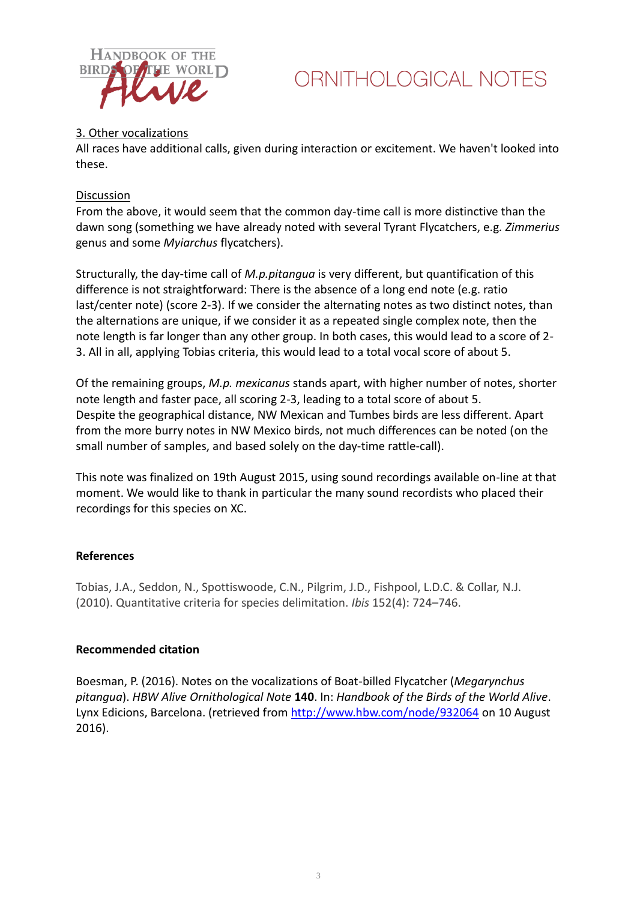3. Other vocalizations

All races have additional calls, given during interaction or excitement. We haven't looked into these.

Discussion

From the above, it would seem that the common day-time call is more distinctive than the dawn song (something we have already noted with several Tyrant Flycatchers, e.g. *Zimmerius* genus and some *Myiarchus* flycatchers).

Structurally, the day-time call of *M.p.pitangua* is very different, but quantification of this difference is not straightforward: There is the absence of a long end note (e.g. ratio last/center note) (score 2-3). If we consider the alternating notes as two distinct notes, than the alternations are unique, if we consider it as a repeated single complex note, then the note length is far longer than any other group. In both cases, this would lead to a score of 2-3. All in all, applying Tobias criteria, this would lead to a total vocal score of about 5.

Of the remaining groups, *M.p. mexicanus* stands apart, with higher number of notes, shorter note length and faster pace, all scoring 2-3, leading to a total score of about 5.
Despite the geographical distance, NW Mexican and Tumbes birds are less different. Apart from the more burry notes in NW Mexico birds, not much differences can be noted (on the small number of samples, and based solely on the day-time rattle-call).

This note was finalized on 19th August 2015, using sound recordings available on-line at that moment. We would like to thank in particular the many sound recordists who placed their recordings for this species on XC.

**References**

Tobias, J.A., Seddon, N., Spottiswoode, C.N., Pilgrim, J.D., Fishpool, L.D.C. & Collar, N.J. (2010). Quantitative criteria for species delimitation. *Ibis* 152(4): 724–746.

**Recommended citation**

Boesman, P. (2016). Notes on the vocalizations of Boat-billed Flycatcher (*Megarynchus pitangua*). *HBW Alive Ornithological Note* **140**. In: *Handbook of the Birds of the World Alive*. Lynx Edicions, Barcelona. (retrieved from http://www.hbw.com/node/932064 on 10 August 2016).